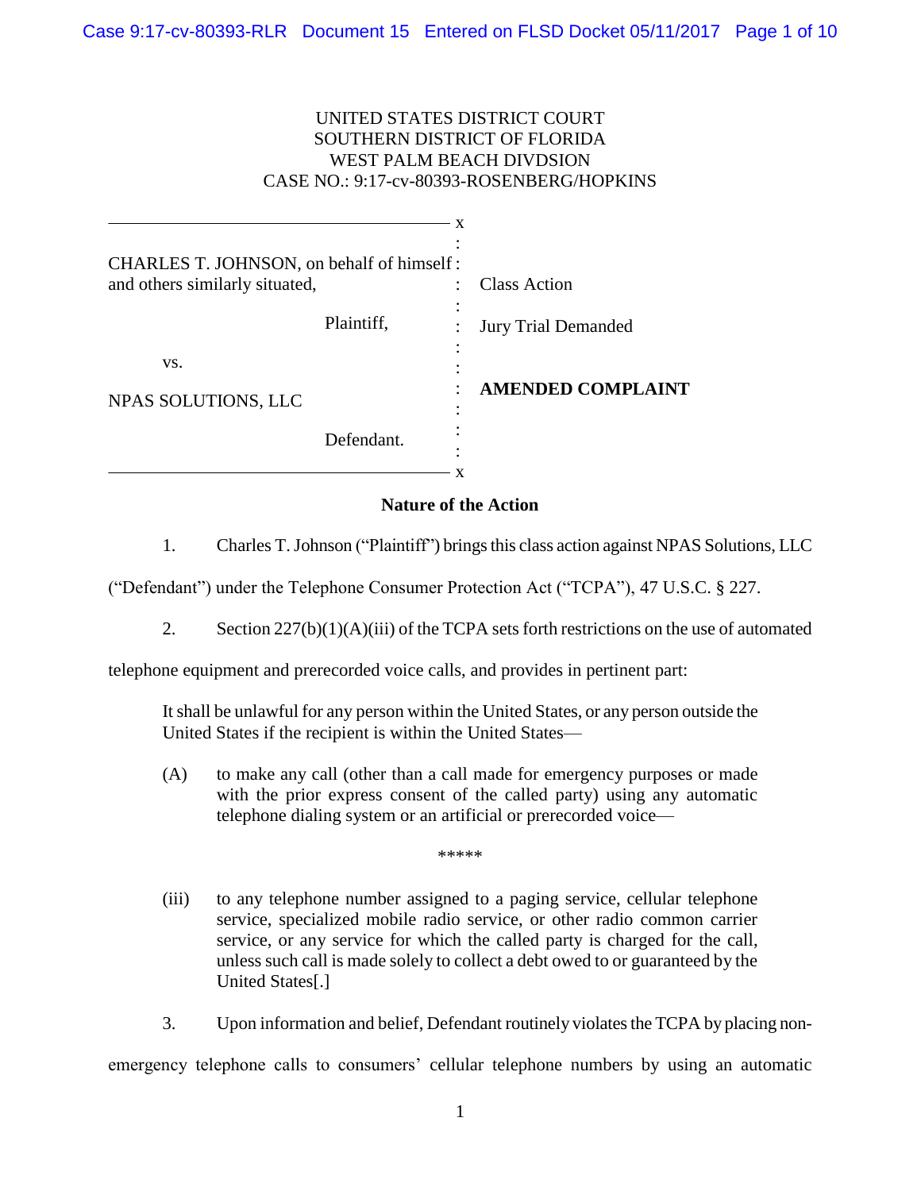UNITED STATES DISTRICT COURT
SOUTHERN DISTRICT OF FLORIDA
WEST PALM BEACH DIVDSION
CASE NO.: 9:17-cv-80393-ROSENBERG/HOPKINS

| | |
|---|---|
| CHARLES T. JOHNSON, on behalf of himself and others similarly situated, | Class Action |
| Plaintiff, | Jury Trial Demanded |
| vs. | |
| NPAS SOLUTIONS, LLC | **AMENDED COMPLAINT** |
| Defendant. | |

## Nature of the Action

1. Charles T. Johnson ("Plaintiff") brings this class action against NPAS Solutions, LLC ("Defendant") under the Telephone Consumer Protection Act ("TCPA"), 47 U.S.C. § 227.

2. Section 227(b)(1)(A)(iii) of the TCPA sets forth restrictions on the use of automated telephone equipment and prerecorded voice calls, and provides in pertinent part:

> It shall be unlawful for any person within the United States, or any person outside the United States if the recipient is within the United States—
>
> (A) to make any call (other than a call made for emergency purposes or made with the prior express consent of the called party) using any automatic telephone dialing system or an artificial or prerecorded voice—
>
> *****
>
> (iii) to any telephone number assigned to a paging service, cellular telephone service, specialized mobile radio service, or other radio common carrier service, or any service for which the called party is charged for the call, unless such call is made solely to collect a debt owed to or guaranteed by the United States[.]

3. Upon information and belief, Defendant routinely violates the TCPA by placing non-emergency telephone calls to consumers' cellular telephone numbers by using an automatic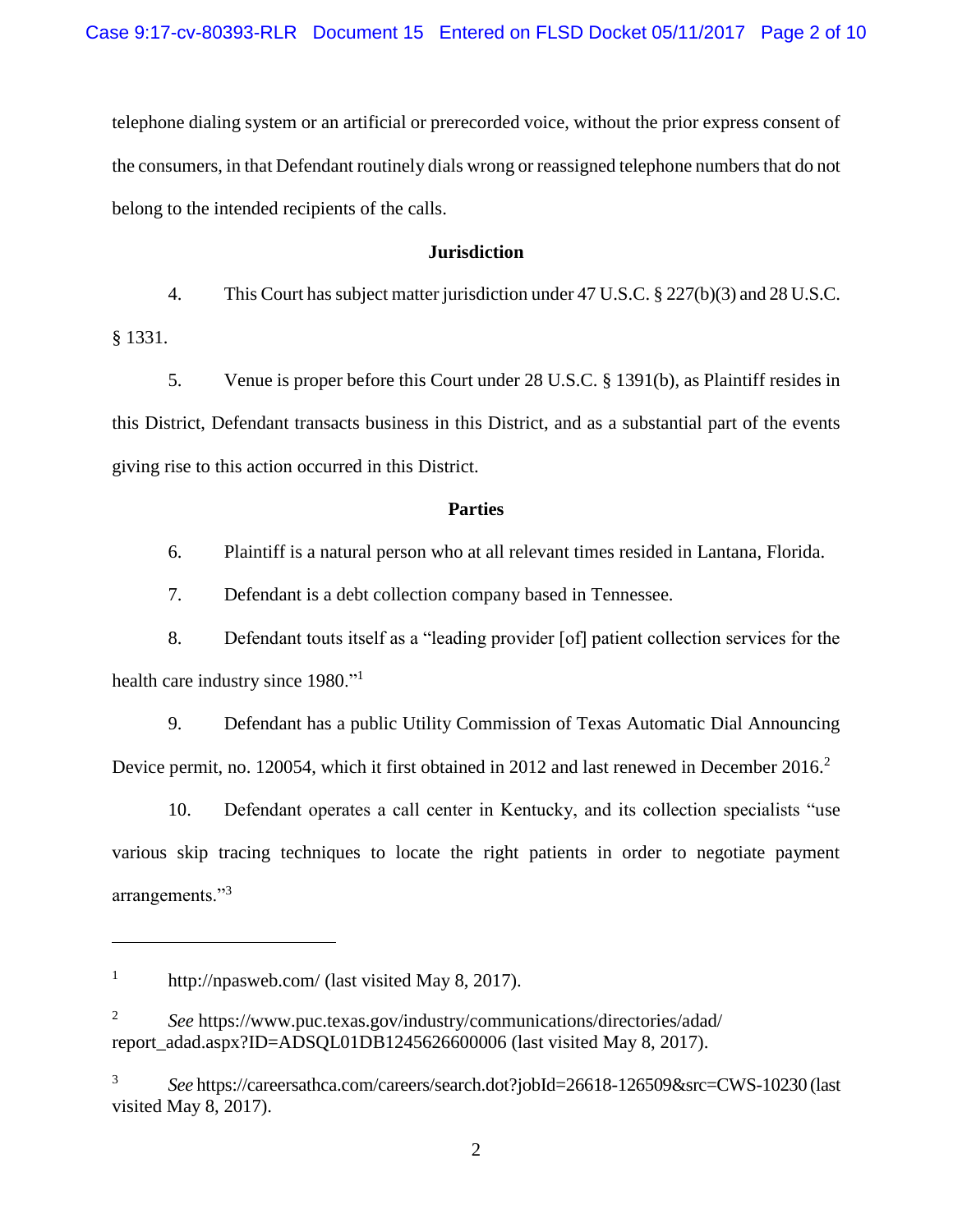telephone dialing system or an artificial or prerecorded voice, without the prior express consent of the consumers, in that Defendant routinely dials wrong or reassigned telephone numbers that do not belong to the intended recipients of the calls.

### Jurisdiction

4. This Court has subject matter jurisdiction under 47 U.S.C. § 227(b)(3) and 28 U.S.C. § 1331.

5. Venue is proper before this Court under 28 U.S.C. § 1391(b), as Plaintiff resides in this District, Defendant transacts business in this District, and as a substantial part of the events giving rise to this action occurred in this District.

### Parties

6. Plaintiff is a natural person who at all relevant times resided in Lantana, Florida.

7. Defendant is a debt collection company based in Tennessee.

8. Defendant touts itself as a "leading provider [of] patient collection services for the health care industry since 1980."[1]

9. Defendant has a public Utility Commission of Texas Automatic Dial Announcing Device permit, no. 120054, which it first obtained in 2012 and last renewed in December 2016.[2]

10. Defendant operates a call center in Kentucky, and its collection specialists "use various skip tracing techniques to locate the right patients in order to negotiate payment arrangements."[3]

---

[1] http://npasweb.com/ (last visited May 8, 2017).

[2] *See* https://www.puc.texas.gov/industry/communications/directories/adad/report_adad.aspx?ID=ADSQL01DB1245626600006 (last visited May 8, 2017).

[3] *See* https://careersathca.com/careers/search.dot?jobId=26618-126509&src=CWS-10230 (last visited May 8, 2017).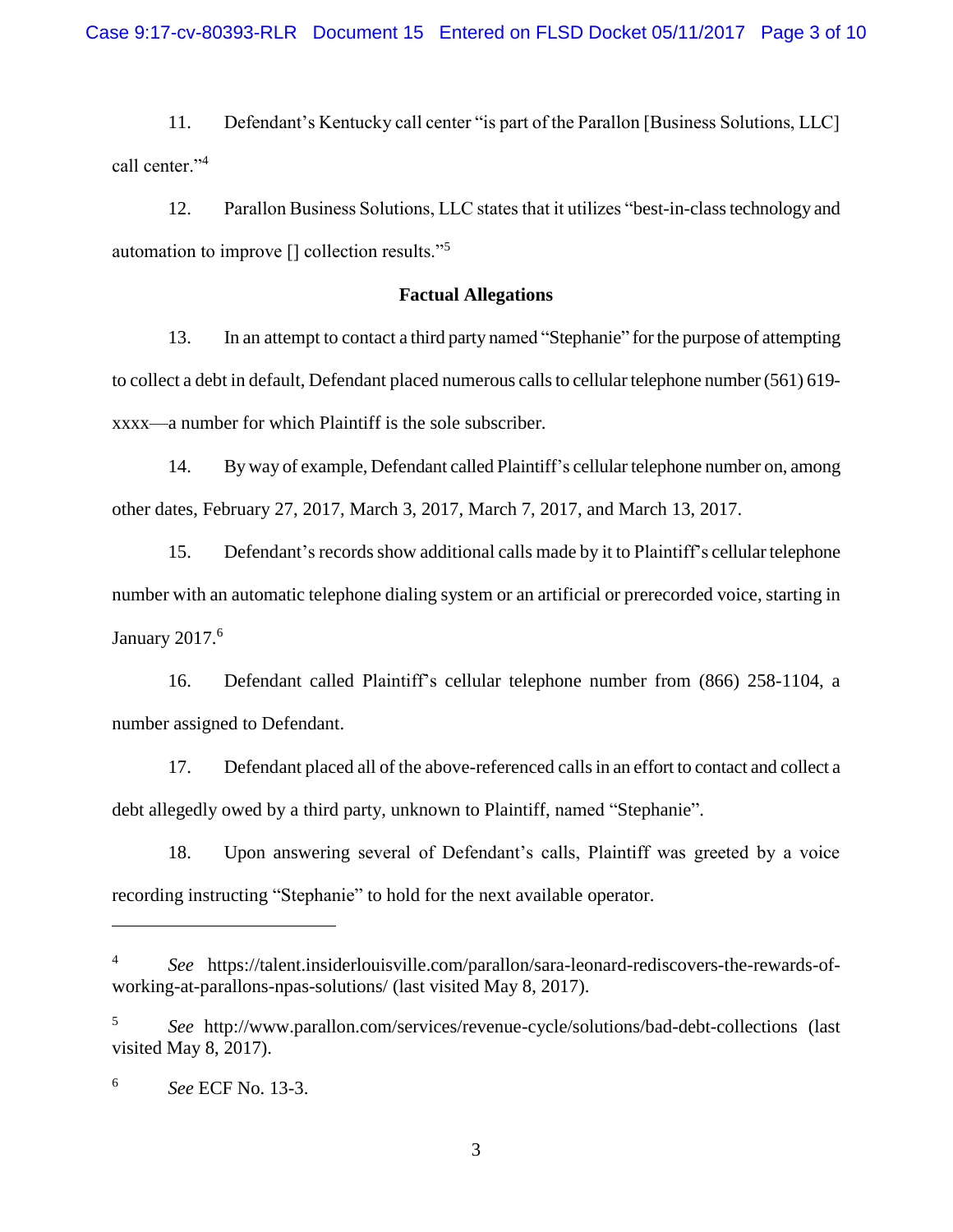11. Defendant's Kentucky call center "is part of the Parallon [Business Solutions, LLC] call center."[4]

12. Parallon Business Solutions, LLC states that it utilizes "best-in-class technology and automation to improve [] collection results."[5]

**Factual Allegations**

13. In an attempt to contact a third party named "Stephanie" for the purpose of attempting to collect a debt in default, Defendant placed numerous calls to cellular telephone number (561) 619-xxxx—a number for which Plaintiff is the sole subscriber.

14. By way of example, Defendant called Plaintiff's cellular telephone number on, among other dates, February 27, 2017, March 3, 2017, March 7, 2017, and March 13, 2017.

15. Defendant's records show additional calls made by it to Plaintiff's cellular telephone number with an automatic telephone dialing system or an artificial or prerecorded voice, starting in January 2017.[6]

16. Defendant called Plaintiff's cellular telephone number from (866) 258-1104, a number assigned to Defendant.

17. Defendant placed all of the above-referenced calls in an effort to contact and collect a debt allegedly owed by a third party, unknown to Plaintiff, named "Stephanie".

18. Upon answering several of Defendant's calls, Plaintiff was greeted by a voice recording instructing "Stephanie" to hold for the next available operator.

---

[4] *See* https://talent.insiderlouisville.com/parallon/sara-leonard-rediscovers-the-rewards-of-working-at-parallons-npas-solutions/ (last visited May 8, 2017).

[5] *See* http://www.parallon.com/services/revenue-cycle/solutions/bad-debt-collections (last visited May 8, 2017).

[6] *See* ECF No. 13-3.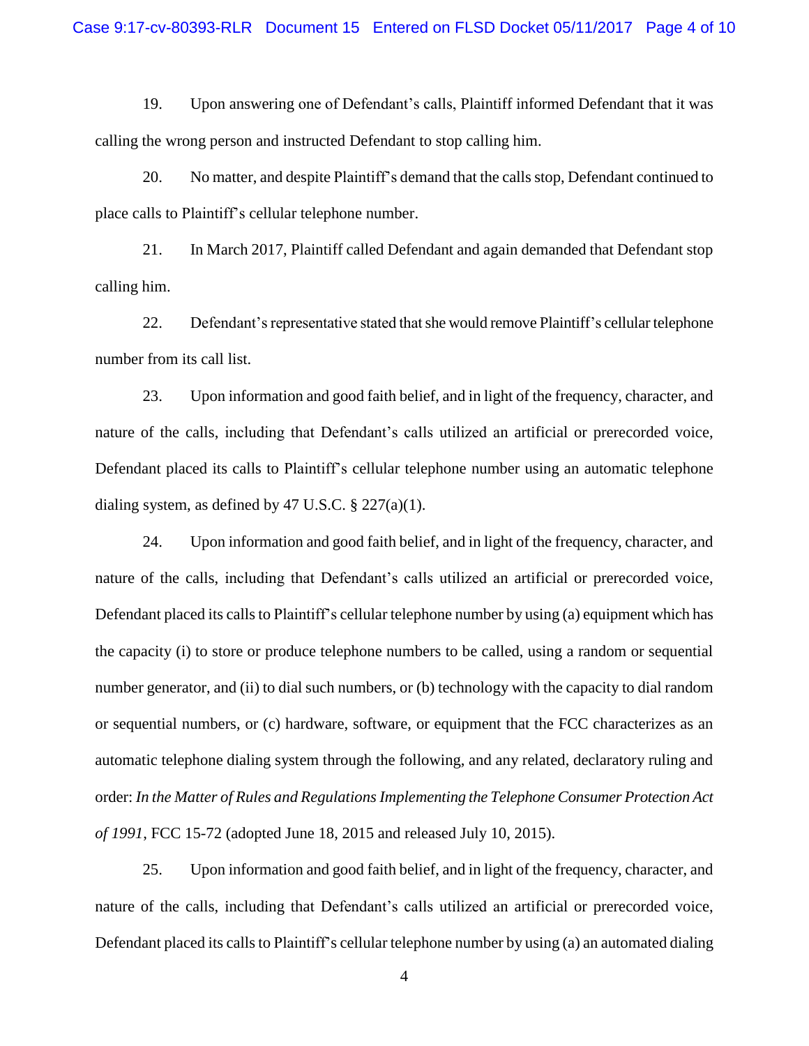19. Upon answering one of Defendant's calls, Plaintiff informed Defendant that it was calling the wrong person and instructed Defendant to stop calling him.

20. No matter, and despite Plaintiff's demand that the calls stop, Defendant continued to place calls to Plaintiff's cellular telephone number.

21. In March 2017, Plaintiff called Defendant and again demanded that Defendant stop calling him.

22. Defendant's representative stated that she would remove Plaintiff's cellular telephone number from its call list.

23. Upon information and good faith belief, and in light of the frequency, character, and nature of the calls, including that Defendant's calls utilized an artificial or prerecorded voice, Defendant placed its calls to Plaintiff's cellular telephone number using an automatic telephone dialing system, as defined by 47 U.S.C. § 227(a)(1).

24. Upon information and good faith belief, and in light of the frequency, character, and nature of the calls, including that Defendant's calls utilized an artificial or prerecorded voice, Defendant placed its calls to Plaintiff's cellular telephone number by using (a) equipment which has the capacity (i) to store or produce telephone numbers to be called, using a random or sequential number generator, and (ii) to dial such numbers, or (b) technology with the capacity to dial random or sequential numbers, or (c) hardware, software, or equipment that the FCC characterizes as an automatic telephone dialing system through the following, and any related, declaratory ruling and order: *In the Matter of Rules and Regulations Implementing the Telephone Consumer Protection Act of 1991*, FCC 15-72 (adopted June 18, 2015 and released July 10, 2015).

25. Upon information and good faith belief, and in light of the frequency, character, and nature of the calls, including that Defendant's calls utilized an artificial or prerecorded voice, Defendant placed its calls to Plaintiff's cellular telephone number by using (a) an automated dialing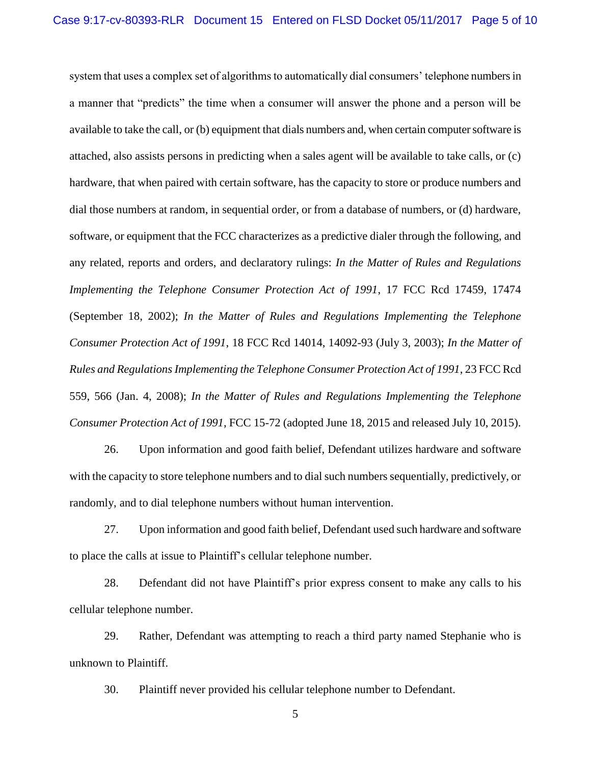system that uses a complex set of algorithms to automatically dial consumers' telephone numbers in a manner that "predicts" the time when a consumer will answer the phone and a person will be available to take the call, or (b) equipment that dials numbers and, when certain computer software is attached, also assists persons in predicting when a sales agent will be available to take calls, or (c) hardware, that when paired with certain software, has the capacity to store or produce numbers and dial those numbers at random, in sequential order, or from a database of numbers, or (d) hardware, software, or equipment that the FCC characterizes as a predictive dialer through the following, and any related, reports and orders, and declaratory rulings: *In the Matter of Rules and Regulations Implementing the Telephone Consumer Protection Act of 1991*, 17 FCC Rcd 17459, 17474 (September 18, 2002); *In the Matter of Rules and Regulations Implementing the Telephone Consumer Protection Act of 1991*, 18 FCC Rcd 14014, 14092-93 (July 3, 2003); *In the Matter of Rules and Regulations Implementing the Telephone Consumer Protection Act of 1991*, 23 FCC Rcd 559, 566 (Jan. 4, 2008); *In the Matter of Rules and Regulations Implementing the Telephone Consumer Protection Act of 1991*, FCC 15-72 (adopted June 18, 2015 and released July 10, 2015).

26. Upon information and good faith belief, Defendant utilizes hardware and software with the capacity to store telephone numbers and to dial such numbers sequentially, predictively, or randomly, and to dial telephone numbers without human intervention.

27. Upon information and good faith belief, Defendant used such hardware and software to place the calls at issue to Plaintiff's cellular telephone number.

28. Defendant did not have Plaintiff's prior express consent to make any calls to his cellular telephone number.

29. Rather, Defendant was attempting to reach a third party named Stephanie who is unknown to Plaintiff.

30. Plaintiff never provided his cellular telephone number to Defendant.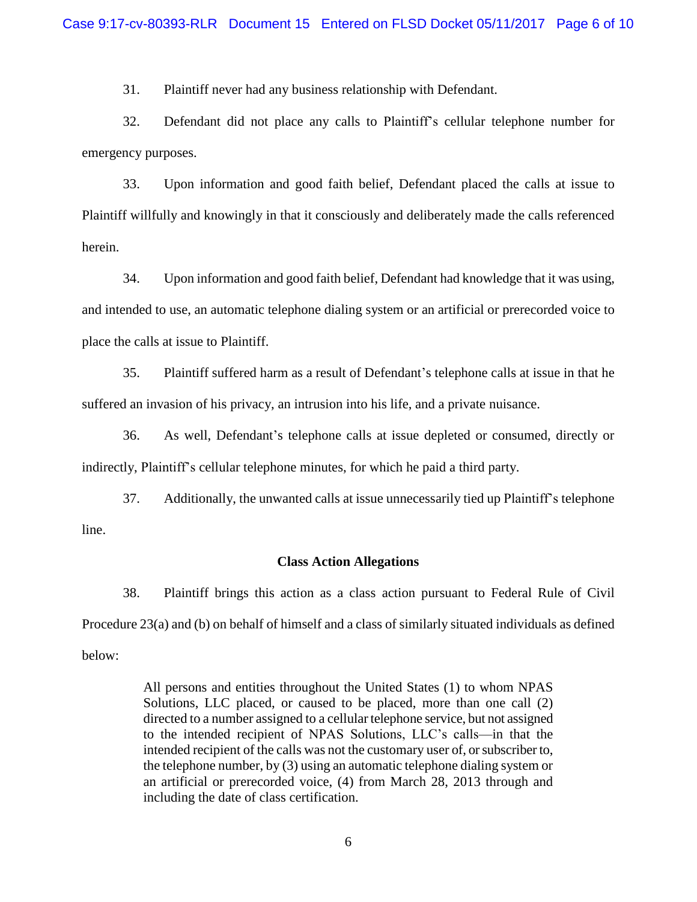31. Plaintiff never had any business relationship with Defendant.

32. Defendant did not place any calls to Plaintiff's cellular telephone number for emergency purposes.

33. Upon information and good faith belief, Defendant placed the calls at issue to Plaintiff willfully and knowingly in that it consciously and deliberately made the calls referenced herein.

34. Upon information and good faith belief, Defendant had knowledge that it was using, and intended to use, an automatic telephone dialing system or an artificial or prerecorded voice to place the calls at issue to Plaintiff.

35. Plaintiff suffered harm as a result of Defendant's telephone calls at issue in that he suffered an invasion of his privacy, an intrusion into his life, and a private nuisance.

36. As well, Defendant's telephone calls at issue depleted or consumed, directly or indirectly, Plaintiff's cellular telephone minutes, for which he paid a third party.

37. Additionally, the unwanted calls at issue unnecessarily tied up Plaintiff's telephone line.

**Class Action Allegations**

38. Plaintiff brings this action as a class action pursuant to Federal Rule of Civil Procedure 23(a) and (b) on behalf of himself and a class of similarly situated individuals as defined below:

> All persons and entities throughout the United States (1) to whom NPAS Solutions, LLC placed, or caused to be placed, more than one call (2) directed to a number assigned to a cellular telephone service, but not assigned to the intended recipient of NPAS Solutions, LLC's calls—in that the intended recipient of the calls was not the customary user of, or subscriber to, the telephone number, by (3) using an automatic telephone dialing system or an artificial or prerecorded voice, (4) from March 28, 2013 through and including the date of class certification.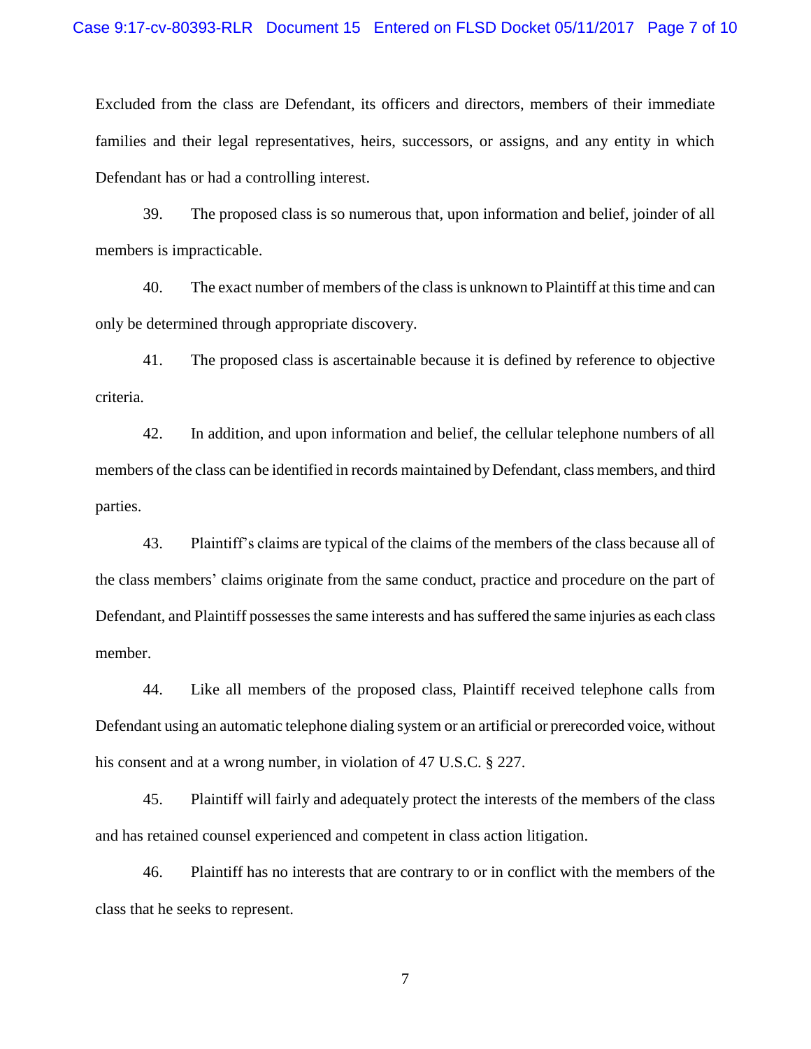Excluded from the class are Defendant, its officers and directors, members of their immediate families and their legal representatives, heirs, successors, or assigns, and any entity in which Defendant has or had a controlling interest.

39. The proposed class is so numerous that, upon information and belief, joinder of all members is impracticable.

40. The exact number of members of the class is unknown to Plaintiff at this time and can only be determined through appropriate discovery.

41. The proposed class is ascertainable because it is defined by reference to objective criteria.

42. In addition, and upon information and belief, the cellular telephone numbers of all members of the class can be identified in records maintained by Defendant, class members, and third parties.

43. Plaintiff's claims are typical of the claims of the members of the class because all of the class members' claims originate from the same conduct, practice and procedure on the part of Defendant, and Plaintiff possesses the same interests and has suffered the same injuries as each class member.

44. Like all members of the proposed class, Plaintiff received telephone calls from Defendant using an automatic telephone dialing system or an artificial or prerecorded voice, without his consent and at a wrong number, in violation of 47 U.S.C. § 227.

45. Plaintiff will fairly and adequately protect the interests of the members of the class and has retained counsel experienced and competent in class action litigation.

46. Plaintiff has no interests that are contrary to or in conflict with the members of the class that he seeks to represent.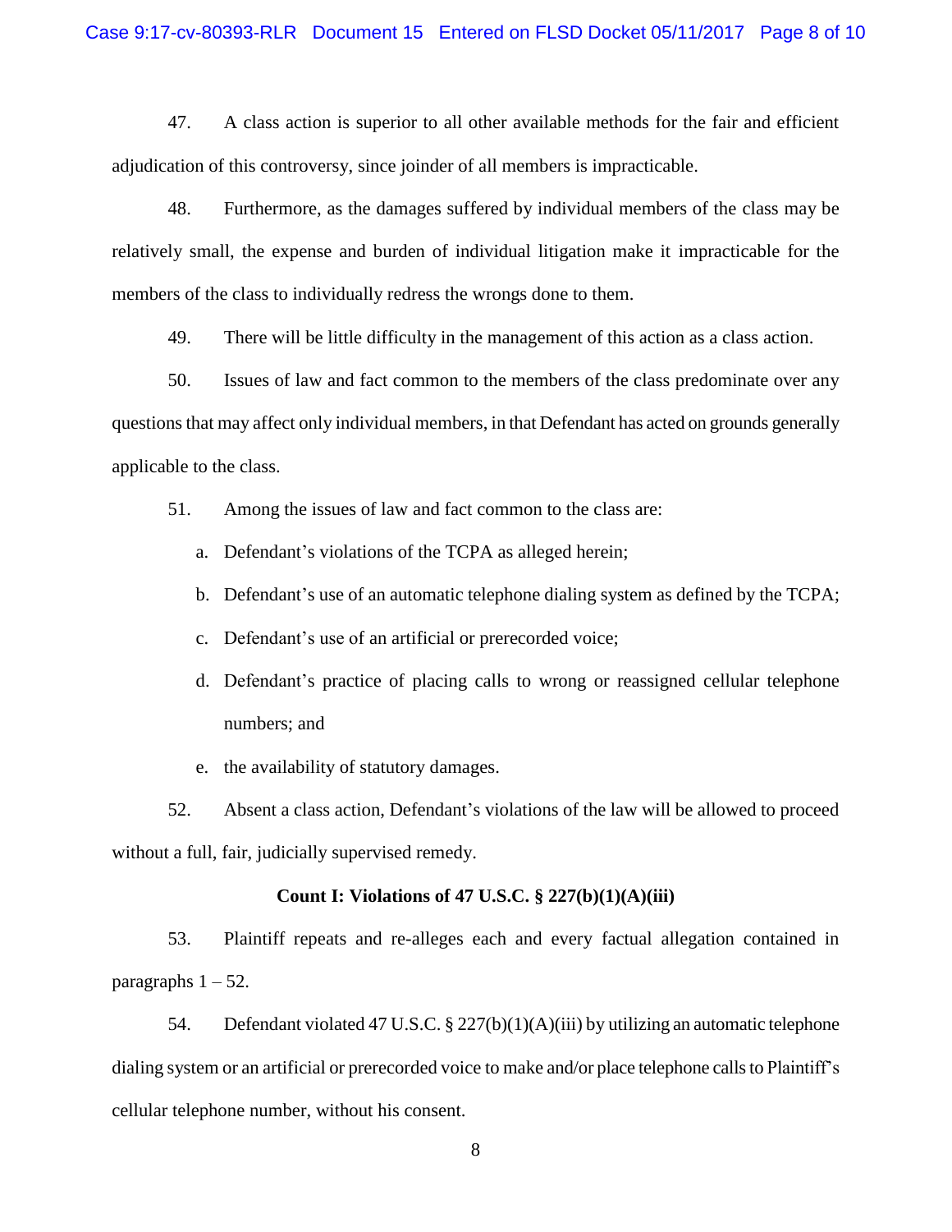47. A class action is superior to all other available methods for the fair and efficient adjudication of this controversy, since joinder of all members is impracticable.

48. Furthermore, as the damages suffered by individual members of the class may be relatively small, the expense and burden of individual litigation make it impracticable for the members of the class to individually redress the wrongs done to them.

49. There will be little difficulty in the management of this action as a class action.

50. Issues of law and fact common to the members of the class predominate over any questions that may affect only individual members, in that Defendant has acted on grounds generally applicable to the class.

51. Among the issues of law and fact common to the class are:

a. Defendant's violations of the TCPA as alleged herein;

b. Defendant's use of an automatic telephone dialing system as defined by the TCPA;

c. Defendant's use of an artificial or prerecorded voice;

d. Defendant's practice of placing calls to wrong or reassigned cellular telephone numbers; and

e. the availability of statutory damages.

52. Absent a class action, Defendant's violations of the law will be allowed to proceed without a full, fair, judicially supervised remedy.

**Count I: Violations of 47 U.S.C. § 227(b)(1)(A)(iii)**

53. Plaintiff repeats and re-alleges each and every factual allegation contained in paragraphs 1 – 52.

54. Defendant violated 47 U.S.C. § 227(b)(1)(A)(iii) by utilizing an automatic telephone dialing system or an artificial or prerecorded voice to make and/or place telephone calls to Plaintiff's cellular telephone number, without his consent.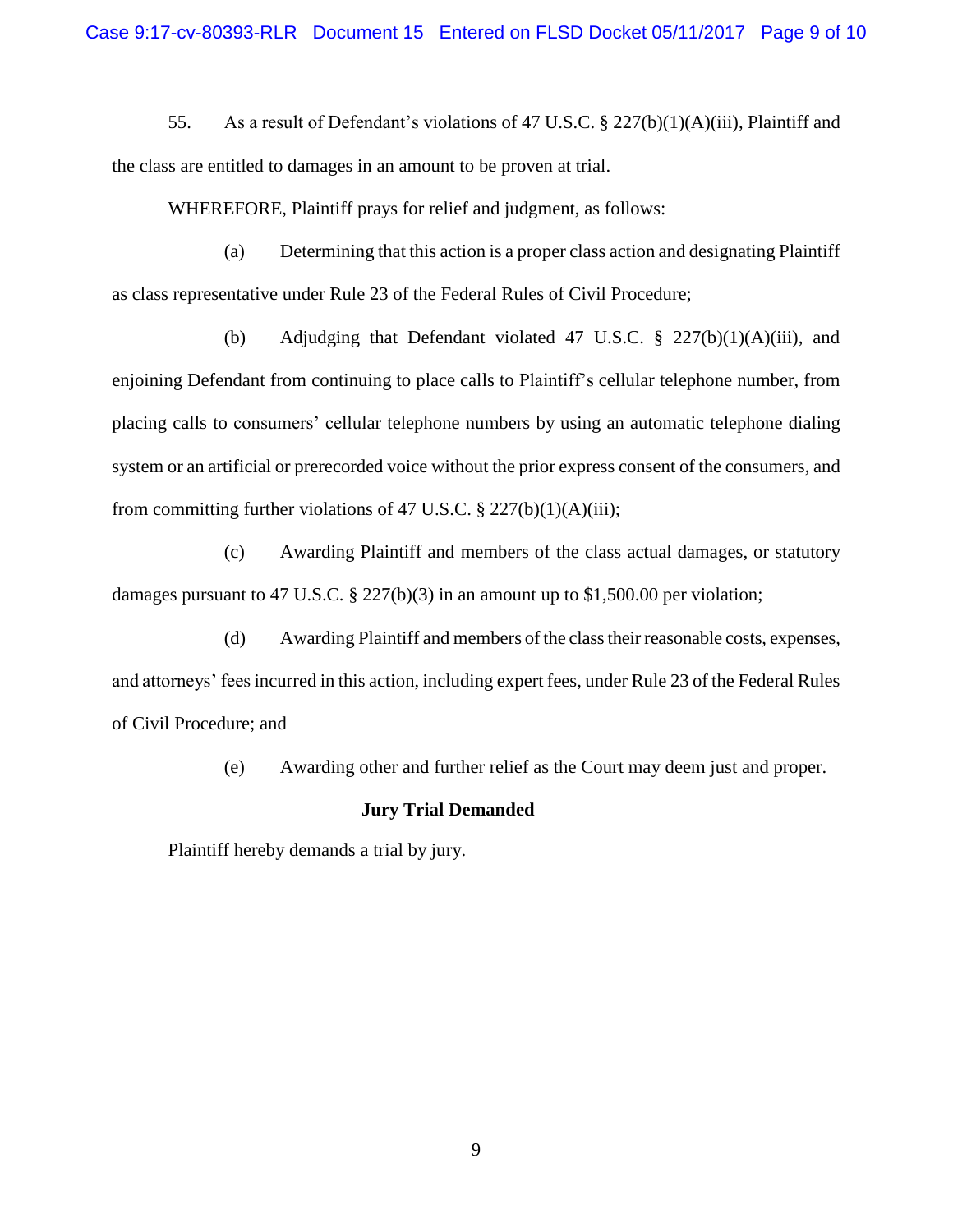55. As a result of Defendant's violations of 47 U.S.C. § 227(b)(1)(A)(iii), Plaintiff and the class are entitled to damages in an amount to be proven at trial.

WHEREFORE, Plaintiff prays for relief and judgment, as follows:

(a) Determining that this action is a proper class action and designating Plaintiff as class representative under Rule 23 of the Federal Rules of Civil Procedure;

(b) Adjudging that Defendant violated 47 U.S.C. § 227(b)(1)(A)(iii), and enjoining Defendant from continuing to place calls to Plaintiff's cellular telephone number, from placing calls to consumers' cellular telephone numbers by using an automatic telephone dialing system or an artificial or prerecorded voice without the prior express consent of the consumers, and from committing further violations of 47 U.S.C. § 227(b)(1)(A)(iii);

(c) Awarding Plaintiff and members of the class actual damages, or statutory damages pursuant to 47 U.S.C. § 227(b)(3) in an amount up to $1,500.00 per violation;

(d) Awarding Plaintiff and members of the class their reasonable costs, expenses, and attorneys' fees incurred in this action, including expert fees, under Rule 23 of the Federal Rules of Civil Procedure; and

(e) Awarding other and further relief as the Court may deem just and proper.

**Jury Trial Demanded**

Plaintiff hereby demands a trial by jury.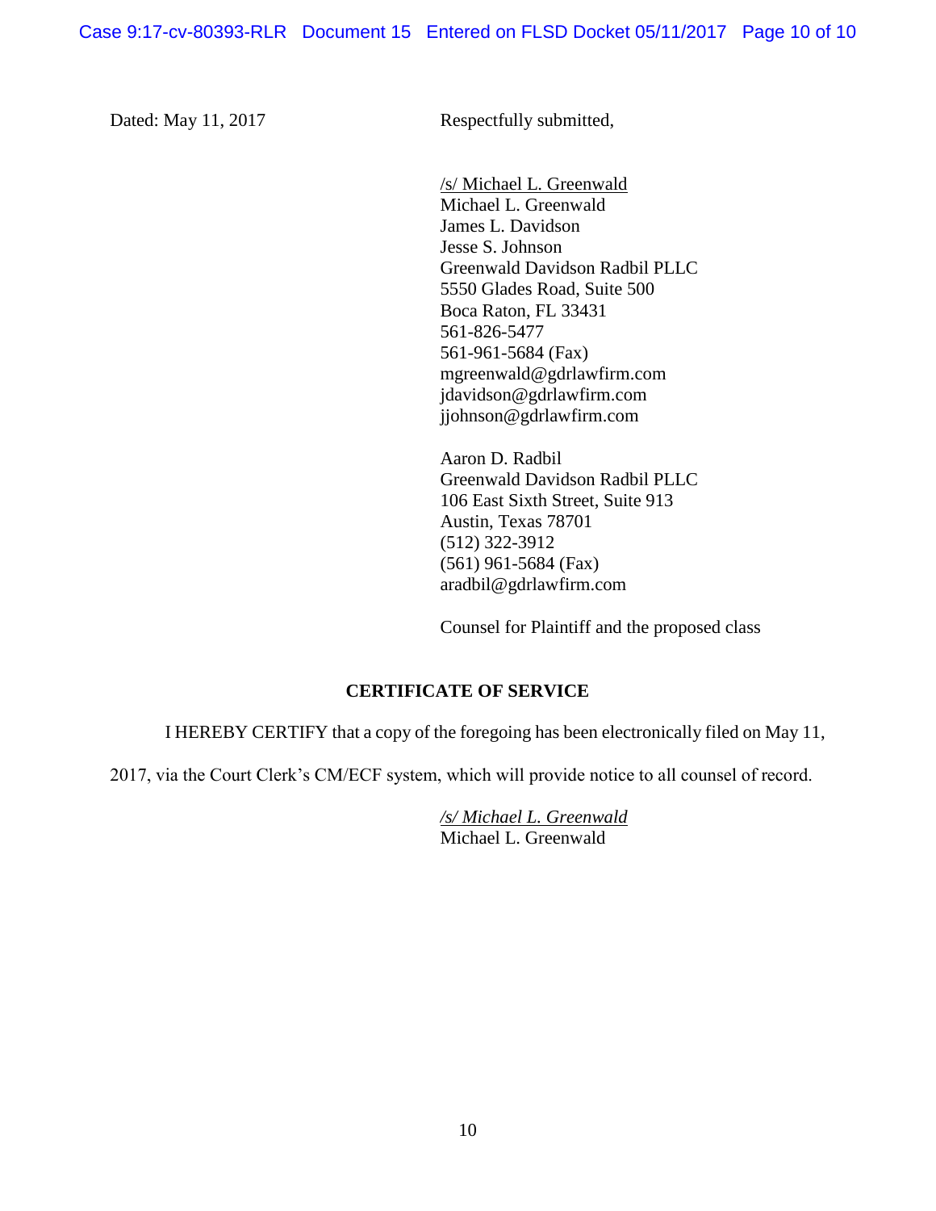Dated: May 11, 2017

Respectfully submitted,

/s/ Michael L. Greenwald
Michael L. Greenwald
James L. Davidson
Jesse S. Johnson
Greenwald Davidson Radbil PLLC
5550 Glades Road, Suite 500
Boca Raton, FL 33431
561-826-5477
561-961-5684 (Fax)
mgreenwald@gdrlawfirm.com
jdavidson@gdrlawfirm.com
jjohnson@gdrlawfirm.com

Aaron D. Radbil
Greenwald Davidson Radbil PLLC
106 East Sixth Street, Suite 913
Austin, Texas 78701
(512) 322-3912
(561) 961-5684 (Fax)
aradbil@gdrlawfirm.com

Counsel for Plaintiff and the proposed class

**CERTIFICATE OF SERVICE**

I HEREBY CERTIFY that a copy of the foregoing has been electronically filed on May 11, 2017, via the Court Clerk's CM/ECF system, which will provide notice to all counsel of record.

*/s/ Michael L. Greenwald*
Michael L. Greenwald